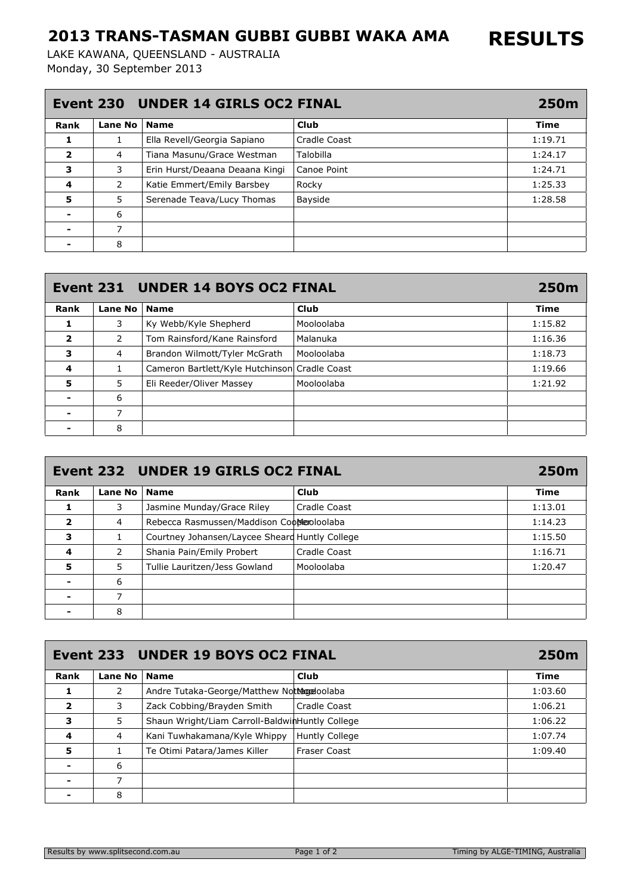# 2013 TRANS-TASMAN GUBBI GUBBI WAKA AMA

# RESULTS

LAKE KAWANA, QUEENSLAND - AUSTRALIA
Monday, 30 September 2013

## Event 230 UNDER 14 GIRLS OC2 FINAL — 250m

| Rank | Lane No | Name | Club | Time |
|---|---|---|---|---|
| 1 | 1 | Ella Revell/Georgia Sapiano | Cradle Coast | 1:19.71 |
| 2 | 4 | Tiana Masunu/Grace Westman | Talobilla | 1:24.17 |
| 3 | 3 | Erin Hurst/Deaana Deaana Kingi | Canoe Point | 1:24.71 |
| 4 | 2 | Katie Emmert/Emily Barsbey | Rocky | 1:25.33 |
| 5 | 5 | Serenade Teava/Lucy Thomas | Bayside | 1:28.58 |
| - | 6 | | | |
| - | 7 | | | |
| - | 8 | | | |

## Event 231 UNDER 14 BOYS OC2 FINAL — 250m

| Rank | Lane No | Name | Club | Time |
|---|---|---|---|---|
| 1 | 3 | Ky Webb/Kyle Shepherd | Mooloolaba | 1:15.82 |
| 2 | 2 | Tom Rainsford/Kane Rainsford | Malanuka | 1:16.36 |
| 3 | 4 | Brandon Wilmott/Tyler McGrath | Mooloolaba | 1:18.73 |
| 4 | 1 | Cameron Bartlett/Kyle Hutchinson | Cradle Coast | 1:19.66 |
| 5 | 5 | Eli Reeder/Oliver Massey | Mooloolaba | 1:21.92 |
| - | 6 | | | |
| - | 7 | | | |
| - | 8 | | | |

## Event 232 UNDER 19 GIRLS OC2 FINAL — 250m

| Rank | Lane No | Name | Club | Time |
|---|---|---|---|---|
| 1 | 3 | Jasmine Munday/Grace Riley | Cradle Coast | 1:13.01 |
| 2 | 4 | Rebecca Rasmussen/Maddison Cooper | Mooloolaba | 1:14.23 |
| 3 | 1 | Courtney Johansen/Laycee Sheard | Huntly College | 1:15.50 |
| 4 | 2 | Shania Pain/Emily Probert | Cradle Coast | 1:16.71 |
| 5 | 5 | Tullie Lauritzen/Jess Gowland | Mooloolaba | 1:20.47 |
| - | 6 | | | |
| - | 7 | | | |
| - | 8 | | | |

## Event 233 UNDER 19 BOYS OC2 FINAL — 250m

| Rank | Lane No | Name | Club | Time |
|---|---|---|---|---|
| 1 | 2 | Andre Tutaka-George/Matthew Nottage | Mooloolaba | 1:03.60 |
| 2 | 3 | Zack Cobbing/Brayden Smith | Cradle Coast | 1:06.21 |
| 3 | 5 | Shaun Wright/Liam Carroll-Baldwin | Huntly College | 1:06.22 |
| 4 | 4 | Kani Tuwhakamana/Kyle Whippy | Huntly College | 1:07.74 |
| 5 | 1 | Te Otimi Patara/James Killer | Fraser Coast | 1:09.40 |
| - | 6 | | | |
| - | 7 | | | |
| - | 8 | | | |

Results by www.splitsecond.com.au — Timing by ALGE-TIMING, Australia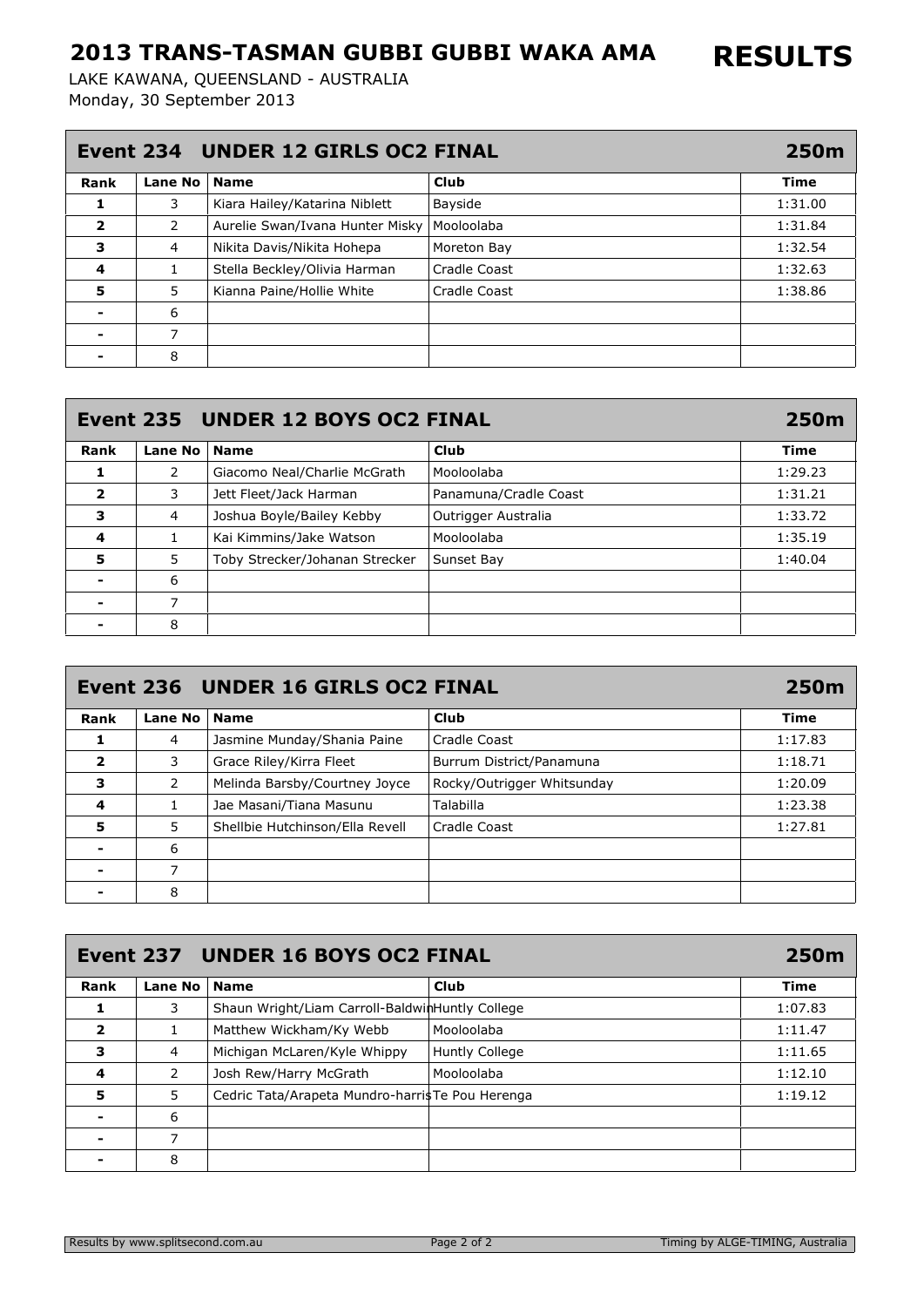# 2013 TRANS-TASMAN GUBBI GUBBI WAKA AMA

# RESULTS

LAKE KAWANA, QUEENSLAND - AUSTRALIA
Monday, 30 September 2013

## Event 234 UNDER 12 GIRLS OC2 FINAL — 250m

| Rank | Lane No | Name | Club | Time |
|---|---|---|---|---|
| 1 | 3 | Kiara Hailey/Katarina Niblett | Bayside | 1:31.00 |
| 2 | 2 | Aurelie Swan/Ivana Hunter Misky | Mooloolaba | 1:31.84 |
| 3 | 4 | Nikita Davis/Nikita Hohepa | Moreton Bay | 1:32.54 |
| 4 | 1 | Stella Beckley/Olivia Harman | Cradle Coast | 1:32.63 |
| 5 | 5 | Kianna Paine/Hollie White | Cradle Coast | 1:38.86 |
| - | 6 | | | |
| - | 7 | | | |
| - | 8 | | | |

## Event 235 UNDER 12 BOYS OC2 FINAL — 250m

| Rank | Lane No | Name | Club | Time |
|---|---|---|---|---|
| 1 | 2 | Giacomo Neal/Charlie McGrath | Mooloolaba | 1:29.23 |
| 2 | 3 | Jett Fleet/Jack Harman | Panamuna/Cradle Coast | 1:31.21 |
| 3 | 4 | Joshua Boyle/Bailey Kebby | Outrigger Australia | 1:33.72 |
| 4 | 1 | Kai Kimmins/Jake Watson | Mooloolaba | 1:35.19 |
| 5 | 5 | Toby Strecker/Johanan Strecker | Sunset Bay | 1:40.04 |
| - | 6 | | | |
| - | 7 | | | |
| - | 8 | | | |

## Event 236 UNDER 16 GIRLS OC2 FINAL — 250m

| Rank | Lane No | Name | Club | Time |
|---|---|---|---|---|
| 1 | 4 | Jasmine Munday/Shania Paine | Cradle Coast | 1:17.83 |
| 2 | 3 | Grace Riley/Kirra Fleet | Burrum District/Panamuna | 1:18.71 |
| 3 | 2 | Melinda Barsby/Courtney Joyce | Rocky/Outrigger Whitsunday | 1:20.09 |
| 4 | 1 | Jae Masani/Tiana Masunu | Talabilla | 1:23.38 |
| 5 | 5 | Shellbie Hutchinson/Ella Revell | Cradle Coast | 1:27.81 |
| - | 6 | | | |
| - | 7 | | | |
| - | 8 | | | |

## Event 237 UNDER 16 BOYS OC2 FINAL — 250m

| Rank | Lane No | Name | Club | Time |
|---|---|---|---|---|
| 1 | 3 | Shaun Wright/Liam Carroll-Baldwin | Huntly College | 1:07.83 |
| 2 | 1 | Matthew Wickham/Ky Webb | Mooloolaba | 1:11.47 |
| 3 | 4 | Michigan McLaren/Kyle Whippy | Huntly College | 1:11.65 |
| 4 | 2 | Josh Rew/Harry McGrath | Mooloolaba | 1:12.10 |
| 5 | 5 | Cedric Tata/Arapeta Mundro-harris | Te Pou Herenga | 1:19.12 |
| - | 6 | | | |
| - | 7 | | | |
| - | 8 | | | |

Results by www.splitsecond.com.au

Timing by ALGE-TIMING, Australia